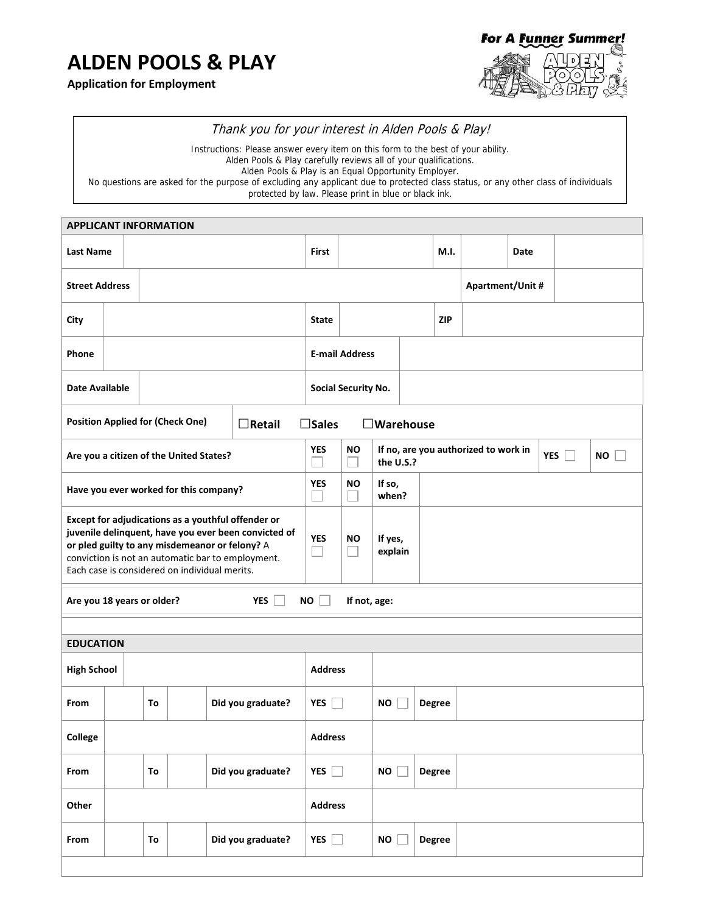# ALDEN POOLS & PLAY

**Application for Employment**

*Thank you for your interest in Alden Pools & Play!*

Instructions: Please answer every item on this form to the best of your ability.
Alden Pools & Play carefully reviews all of your qualifications.
Alden Pools & Play is an Equal Opportunity Employer.
No questions are asked for the purpose of excluding any applicant due to protected class status, or any other class of individuals protected by law. Please print in blue or black ink.

## APPLICANT INFORMATION

| | | | | | | | |
|---|---|---|---|---|---|---|---|
| **Last Name** | | **First** | | **M.I.** | | **Date** | |
| **Street Address** | | | | | | **Apartment/Unit #** | |
| **City** | | **State** | | **ZIP** | | | |
| **Phone** | | **E-mail Address** | | | | | |
| **Date Available** | | **Social Security No.** | | | | | |

**Position Applied for (Check One)** ☐**Retail** ☐**Sales** ☐**Warehouse**

| | | | | | |
|---|---|---|---|---|---|
| **Are you a citizen of the United States?** | **YES** ☐ | **NO** ☐ | **If no, are you authorized to work in the U.S.?** | **YES** ☐ | **NO** ☐ |
| **Have you ever worked for this company?** | **YES** ☐ | **NO** ☐ | **If so, when?** | | |
| **Except for adjudications as a youthful offender or juvenile delinquent, have you ever been convicted of or pled guilty to any misdemeanor or felony?** A conviction is not an automatic bar to employment. Each case is considered on individual merits. | **YES** ☐ | **NO** ☐ | **If yes, explain** | | |

**Are you 18 years or older?** **YES** ☐ **NO** ☐ **If not, age:**

## EDUCATION

| | | | | | | | |
|---|---|---|---|---|---|---|---|
| **High School** | | | | **Address** | | | |
| **From** | | **To** | | **Did you graduate?** | **YES** ☐ | **NO** ☐ | **Degree** |
| **College** | | | | **Address** | | | |
| **From** | | **To** | | **Did you graduate?** | **YES** ☐ | **NO** ☐ | **Degree** |
| **Other** | | | | **Address** | | | |
| **From** | | **To** | | **Did you graduate?** | **YES** ☐ | **NO** ☐ | **Degree** |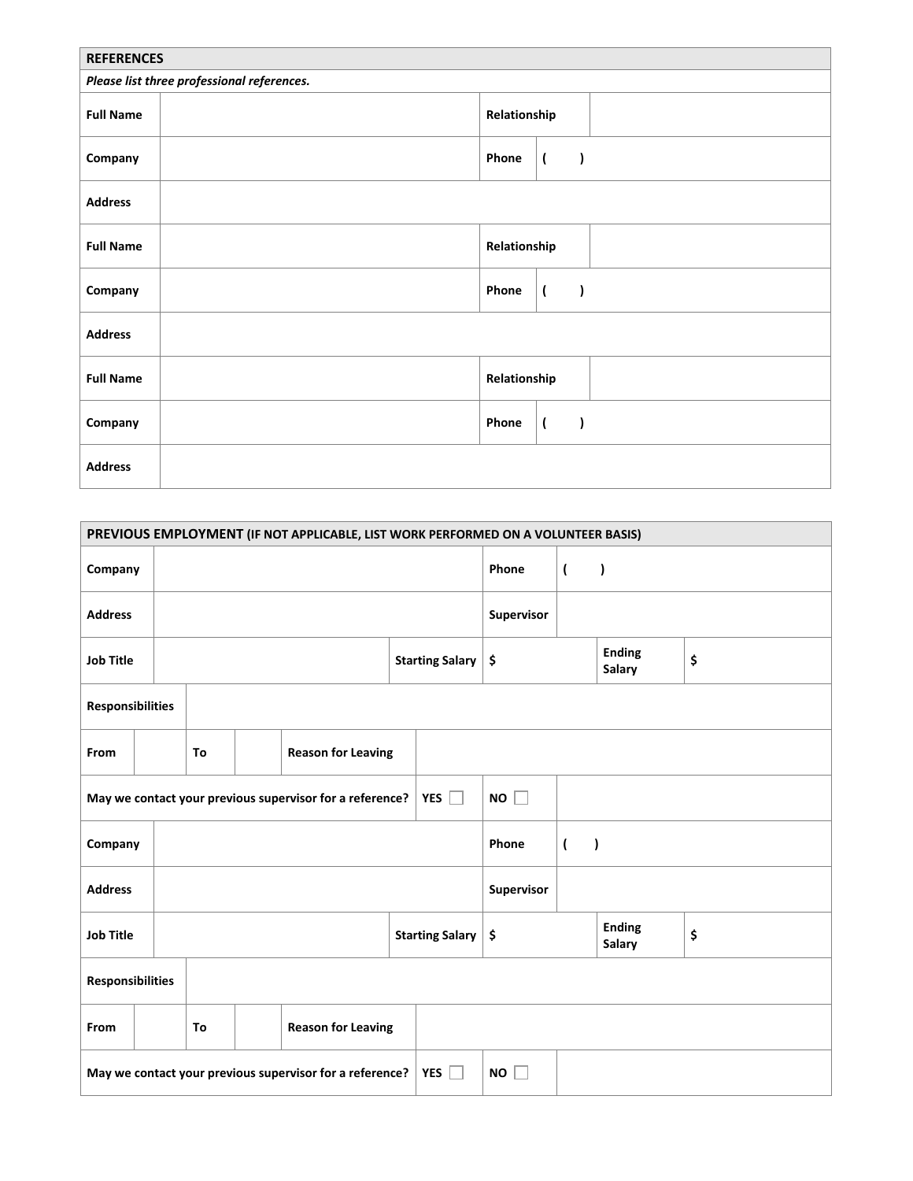## REFERENCES

***Please list three professional references.***

| | | | |
|---|---|---|---|
| **Full Name** | | **Relationship** | |
| **Company** | | **Phone** | (     ) |
| **Address** | | | |
| **Full Name** | | **Relationship** | |
| **Company** | | **Phone** | (     ) |
| **Address** | | | |
| **Full Name** | | **Relationship** | |
| **Company** | | **Phone** | (     ) |
| **Address** | | | |

## PREVIOUS EMPLOYMENT (IF NOT APPLICABLE, LIST WORK PERFORMED ON A VOLUNTEER BASIS)

| | | | | | |
|---|---|---|---|---|---|
| **Company** | | **Phone** | (     ) | | |
| **Address** | | **Supervisor** | | | |
| **Job Title** | | **Starting Salary** | $ | **Ending Salary** | $ |
| **Responsibilities** | | | | | |
| **From** | | **To** | | **Reason for Leaving** | |
| **May we contact your previous supervisor for a reference?** | **YES** ☐ | **NO** ☐ | | | |
| **Company** | | **Phone** | (     ) | | |
| **Address** | | **Supervisor** | | | |
| **Job Title** | | **Starting Salary** | $ | **Ending Salary** | $ |
| **Responsibilities** | | | | | |
| **From** | | **To** | | **Reason for Leaving** | |
| **May we contact your previous supervisor for a reference?** | **YES** ☐ | **NO** ☐ | | | |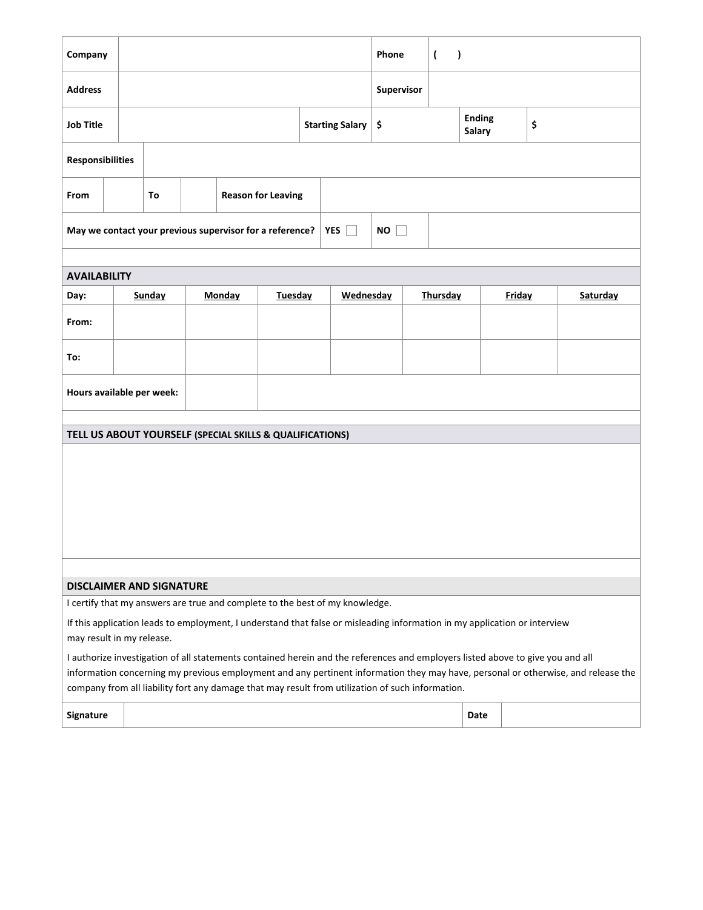| | | | | | | | |
|---|---|---|---|---|---|---|---|
| **Company** | | | | **Phone** | ( ) | | |
| **Address** | | | | **Supervisor** | | | |
| **Job Title** | | **Starting Salary** | $ | **Ending Salary** | $ | | |
| **Responsibilities** | | | | | | | |
| **From** | | **To** | | **Reason for Leaving** | | | |
| **May we contact your previous supervisor for a reference?** | | | | **YES** ☐ | **NO** ☐ | | |

## AVAILABILITY

| **Day:** | **Sunday** | **Monday** | **Tuesday** | **Wednesday** | **Thursday** | **Friday** | **Saturday** |
|---|---|---|---|---|---|---|---|
| **From:** | | | | | | | |
| **To:** | | | | | | | |
| **Hours available per week:** | | | | | | | |

## TELL US ABOUT YOURSELF (SPECIAL SKILLS & QUALIFICATIONS)

## DISCLAIMER AND SIGNATURE

I certify that my answers are true and complete to the best of my knowledge.

If this application leads to employment, I understand that false or misleading information in my application or interview may result in my release.

I authorize investigation of all statements contained herein and the references and employers listed above to give you and all information concerning my previous employment and any pertinent information they may have, personal or otherwise, and release the company from all liability fort any damage that may result from utilization of such information.

| | | | |
|---|---|---|---|
| **Signature** | | **Date** | |